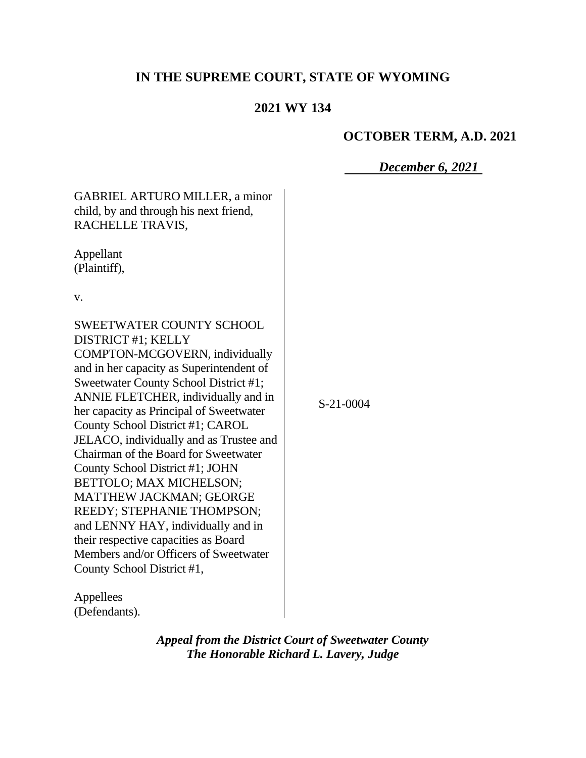**IN THE SUPREME COURT, STATE OF WYOMING**

**2021 WY 134**

**OCTOBER TERM, A.D. 2021**

***December 6, 2021***

GABRIEL ARTURO MILLER, a minor child, by and through his next friend, RACHELLE TRAVIS,

Appellant
(Plaintiff),

v.

SWEETWATER COUNTY SCHOOL DISTRICT #1; KELLY COMPTON-MCGOVERN, individually and in her capacity as Superintendent of Sweetwater County School District #1; ANNIE FLETCHER, individually and in her capacity as Principal of Sweetwater County School District #1; CAROL JELACO, individually and as Trustee and Chairman of the Board for Sweetwater County School District #1; JOHN BETTOLO; MAX MICHELSON; MATTHEW JACKMAN; GEORGE REEDY; STEPHANIE THOMPSON; and LENNY HAY, individually and in their respective capacities as Board Members and/or Officers of Sweetwater County School District #1,

Appellees
(Defendants).

S-21-0004

***Appeal from the District Court of Sweetwater County***
***The Honorable Richard L. Lavery, Judge***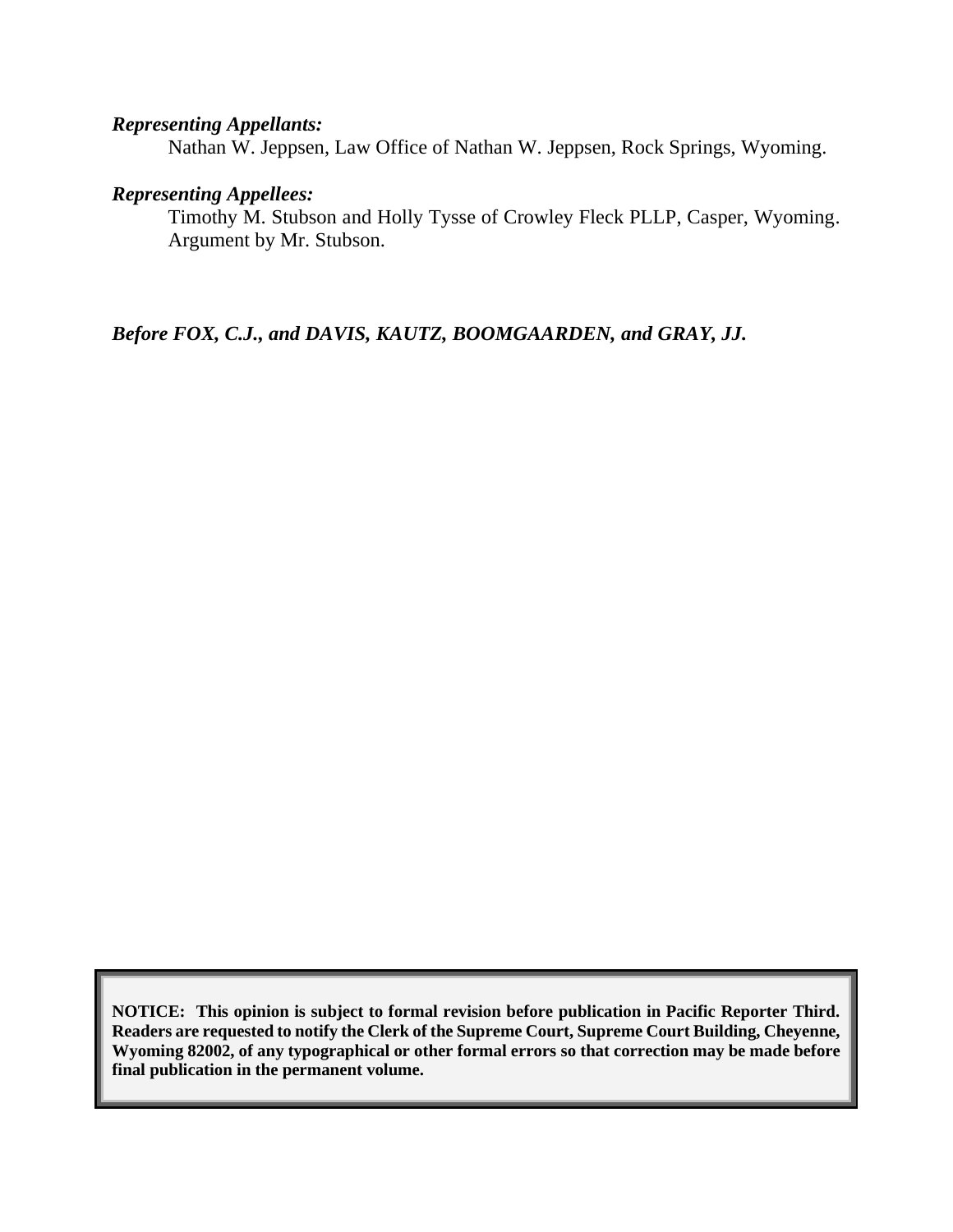***Representing Appellants:***

Nathan W. Jeppsen, Law Office of Nathan W. Jeppsen, Rock Springs, Wyoming.

***Representing Appellees:***

Timothy M. Stubson and Holly Tysse of Crowley Fleck PLLP, Casper, Wyoming. Argument by Mr. Stubson.

***Before FOX, C.J., and DAVIS, KAUTZ, BOOMGAARDEN, and GRAY, JJ.***

**NOTICE: This opinion is subject to formal revision before publication in Pacific Reporter Third. Readers are requested to notify the Clerk of the Supreme Court, Supreme Court Building, Cheyenne, Wyoming 82002, of any typographical or other formal errors so that correction may be made before final publication in the permanent volume.**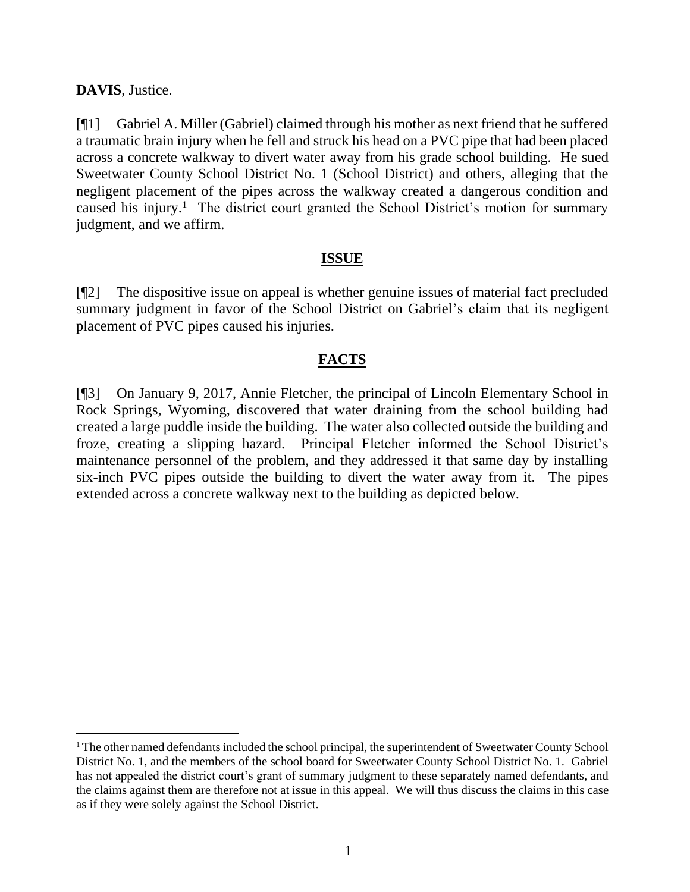**DAVIS**, Justice.

[¶1] Gabriel A. Miller (Gabriel) claimed through his mother as next friend that he suffered a traumatic brain injury when he fell and struck his head on a PVC pipe that had been placed across a concrete walkway to divert water away from his grade school building. He sued Sweetwater County School District No. 1 (School District) and others, alleging that the negligent placement of the pipes across the walkway created a dangerous condition and caused his injury.[1] The district court granted the School District's motion for summary judgment, and we affirm.

## ISSUE

[¶2] The dispositive issue on appeal is whether genuine issues of material fact precluded summary judgment in favor of the School District on Gabriel's claim that its negligent placement of PVC pipes caused his injuries.

## FACTS

[¶3] On January 9, 2017, Annie Fletcher, the principal of Lincoln Elementary School in Rock Springs, Wyoming, discovered that water draining from the school building had created a large puddle inside the building. The water also collected outside the building and froze, creating a slipping hazard. Principal Fletcher informed the School District's maintenance personnel of the problem, and they addressed it that same day by installing six-inch PVC pipes outside the building to divert the water away from it. The pipes extended across a concrete walkway next to the building as depicted below.

[1] The other named defendants included the school principal, the superintendent of Sweetwater County School District No. 1, and the members of the school board for Sweetwater County School District No. 1. Gabriel has not appealed the district court's grant of summary judgment to these separately named defendants, and the claims against them are therefore not at issue in this appeal. We will thus discuss the claims in this case as if they were solely against the School District.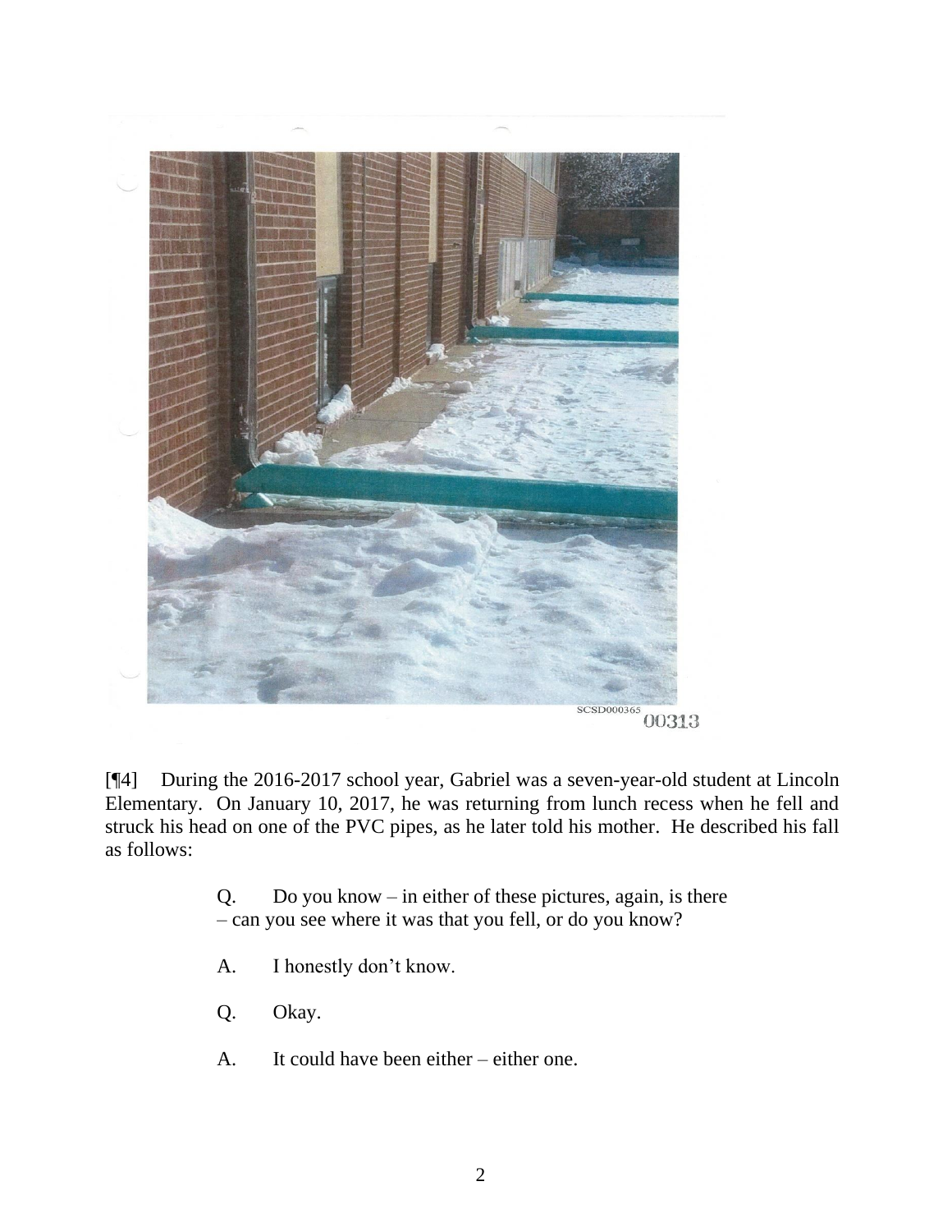SCSD000365
00313

[¶4] During the 2016-2017 school year, Gabriel was a seven-year-old student at Lincoln Elementary. On January 10, 2017, he was returning from lunch recess when he fell and struck his head on one of the PVC pipes, as he later told his mother. He described his fall as follows:

> Q. Do you know – in either of these pictures, again, is there – can you see where it was that you fell, or do you know?
>
> A. I honestly don't know.
>
> Q. Okay.
>
> A. It could have been either – either one.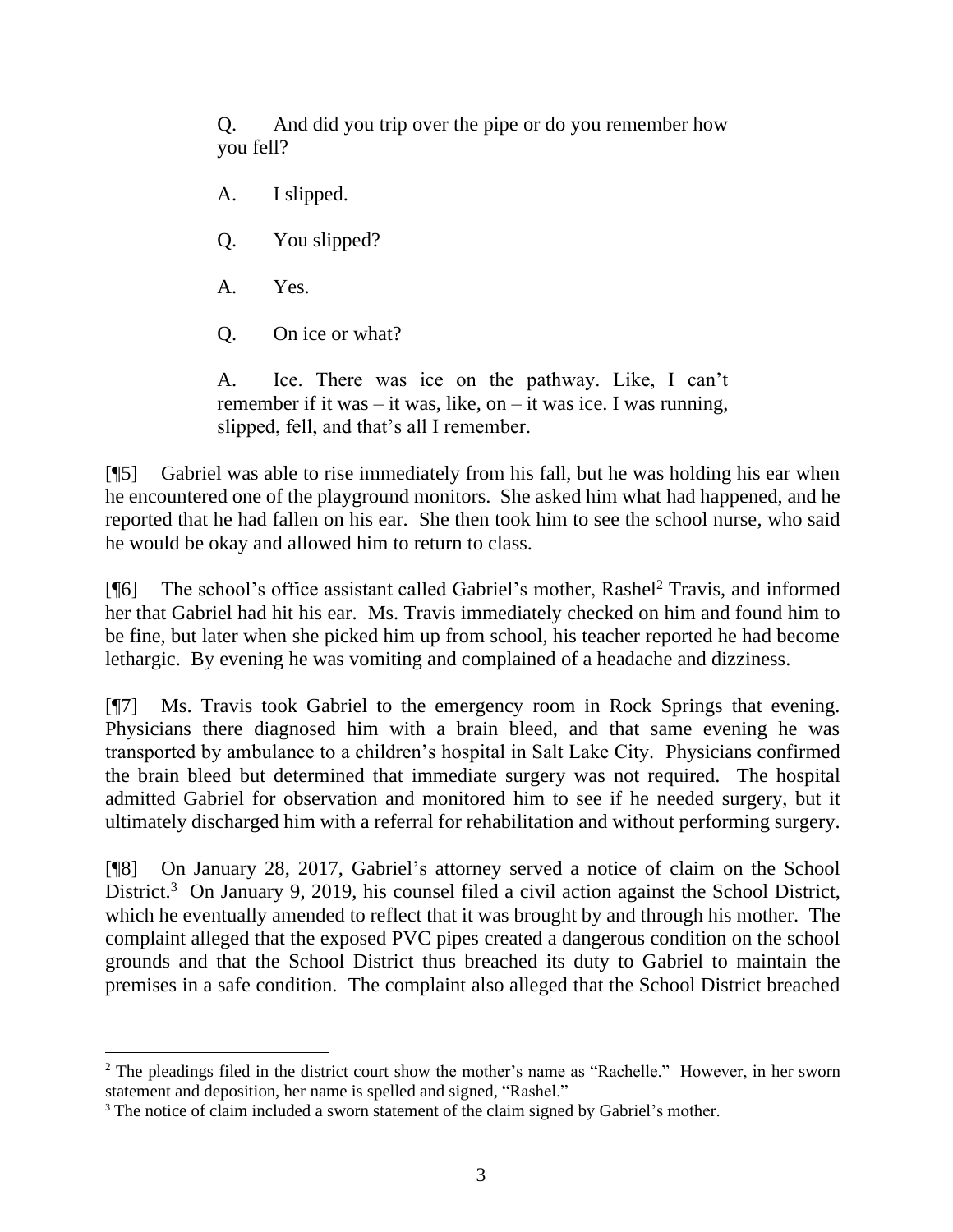> Q. And did you trip over the pipe or do you remember how you fell?
>
> A. I slipped.
>
> Q. You slipped?
>
> A. Yes.
>
> Q. On ice or what?
>
> A. Ice. There was ice on the pathway. Like, I can't remember if it was – it was, like, on – it was ice. I was running, slipped, fell, and that's all I remember.

[¶5] Gabriel was able to rise immediately from his fall, but he was holding his ear when he encountered one of the playground monitors. She asked him what had happened, and he reported that he had fallen on his ear. She then took him to see the school nurse, who said he would be okay and allowed him to return to class.

[¶6] The school's office assistant called Gabriel's mother, Rashel[2] Travis, and informed her that Gabriel had hit his ear. Ms. Travis immediately checked on him and found him to be fine, but later when she picked him up from school, his teacher reported he had become lethargic. By evening he was vomiting and complained of a headache and dizziness.

[¶7] Ms. Travis took Gabriel to the emergency room in Rock Springs that evening. Physicians there diagnosed him with a brain bleed, and that same evening he was transported by ambulance to a children's hospital in Salt Lake City. Physicians confirmed the brain bleed but determined that immediate surgery was not required. The hospital admitted Gabriel for observation and monitored him to see if he needed surgery, but it ultimately discharged him with a referral for rehabilitation and without performing surgery.

[¶8] On January 28, 2017, Gabriel's attorney served a notice of claim on the School District.[3] On January 9, 2019, his counsel filed a civil action against the School District, which he eventually amended to reflect that it was brought by and through his mother. The complaint alleged that the exposed PVC pipes created a dangerous condition on the school grounds and that the School District thus breached its duty to Gabriel to maintain the premises in a safe condition. The complaint also alleged that the School District breached

---

[2] The pleadings filed in the district court show the mother's name as "Rachelle." However, in her sworn statement and deposition, her name is spelled and signed, "Rashel."

[3] The notice of claim included a sworn statement of the claim signed by Gabriel's mother.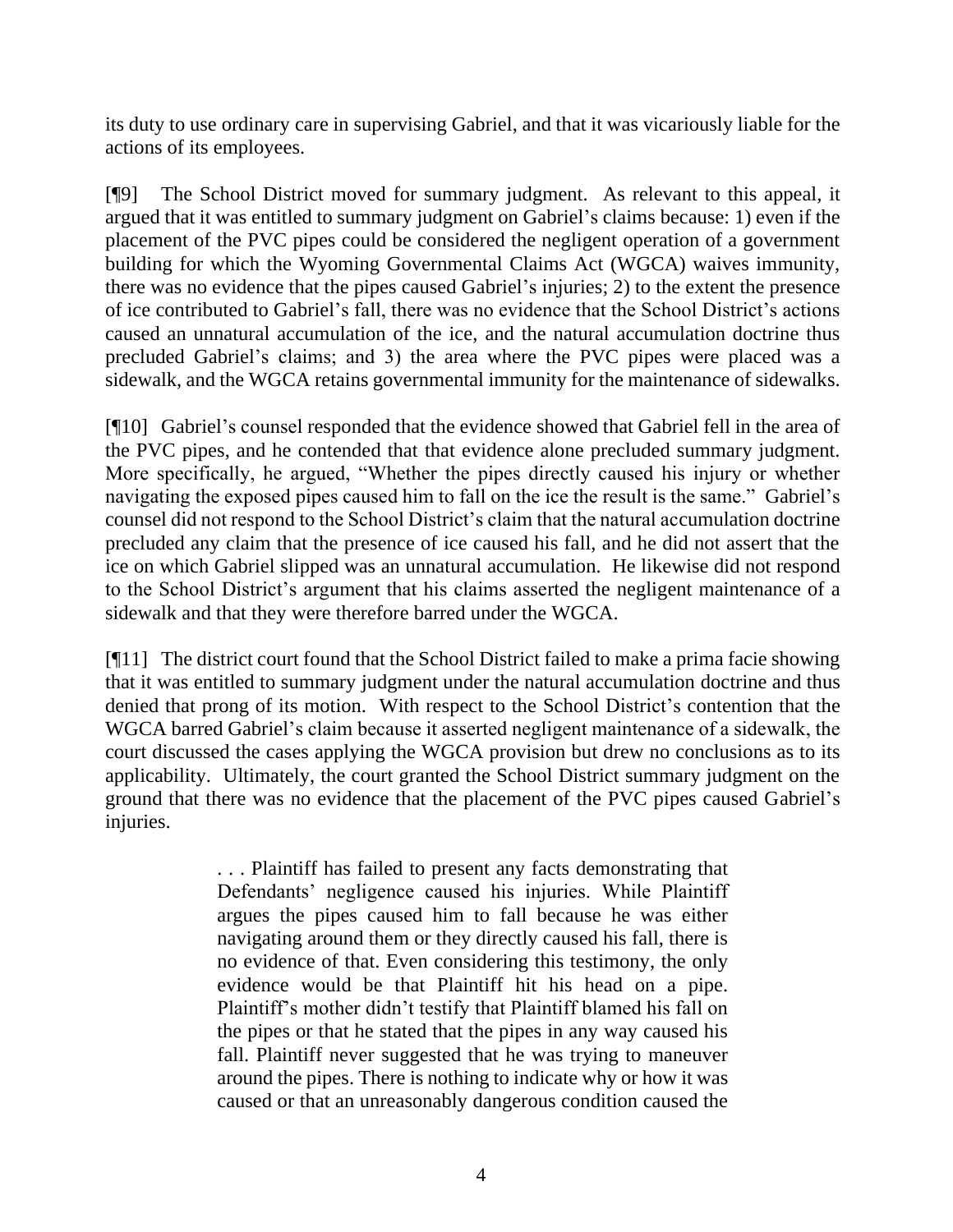its duty to use ordinary care in supervising Gabriel, and that it was vicariously liable for the actions of its employees.

[¶9] The School District moved for summary judgment. As relevant to this appeal, it argued that it was entitled to summary judgment on Gabriel's claims because: 1) even if the placement of the PVC pipes could be considered the negligent operation of a government building for which the Wyoming Governmental Claims Act (WGCA) waives immunity, there was no evidence that the pipes caused Gabriel's injuries; 2) to the extent the presence of ice contributed to Gabriel's fall, there was no evidence that the School District's actions caused an unnatural accumulation of the ice, and the natural accumulation doctrine thus precluded Gabriel's claims; and 3) the area where the PVC pipes were placed was a sidewalk, and the WGCA retains governmental immunity for the maintenance of sidewalks.

[¶10] Gabriel's counsel responded that the evidence showed that Gabriel fell in the area of the PVC pipes, and he contended that that evidence alone precluded summary judgment. More specifically, he argued, "Whether the pipes directly caused his injury or whether navigating the exposed pipes caused him to fall on the ice the result is the same." Gabriel's counsel did not respond to the School District's claim that the natural accumulation doctrine precluded any claim that the presence of ice caused his fall, and he did not assert that the ice on which Gabriel slipped was an unnatural accumulation. He likewise did not respond to the School District's argument that his claims asserted the negligent maintenance of a sidewalk and that they were therefore barred under the WGCA.

[¶11] The district court found that the School District failed to make a prima facie showing that it was entitled to summary judgment under the natural accumulation doctrine and thus denied that prong of its motion. With respect to the School District's contention that the WGCA barred Gabriel's claim because it asserted negligent maintenance of a sidewalk, the court discussed the cases applying the WGCA provision but drew no conclusions as to its applicability. Ultimately, the court granted the School District summary judgment on the ground that there was no evidence that the placement of the PVC pipes caused Gabriel's injuries.

> . . . Plaintiff has failed to present any facts demonstrating that Defendants' negligence caused his injuries. While Plaintiff argues the pipes caused him to fall because he was either navigating around them or they directly caused his fall, there is no evidence of that. Even considering this testimony, the only evidence would be that Plaintiff hit his head on a pipe. Plaintiff's mother didn't testify that Plaintiff blamed his fall on the pipes or that he stated that the pipes in any way caused his fall. Plaintiff never suggested that he was trying to maneuver around the pipes. There is nothing to indicate why or how it was caused or that an unreasonably dangerous condition caused the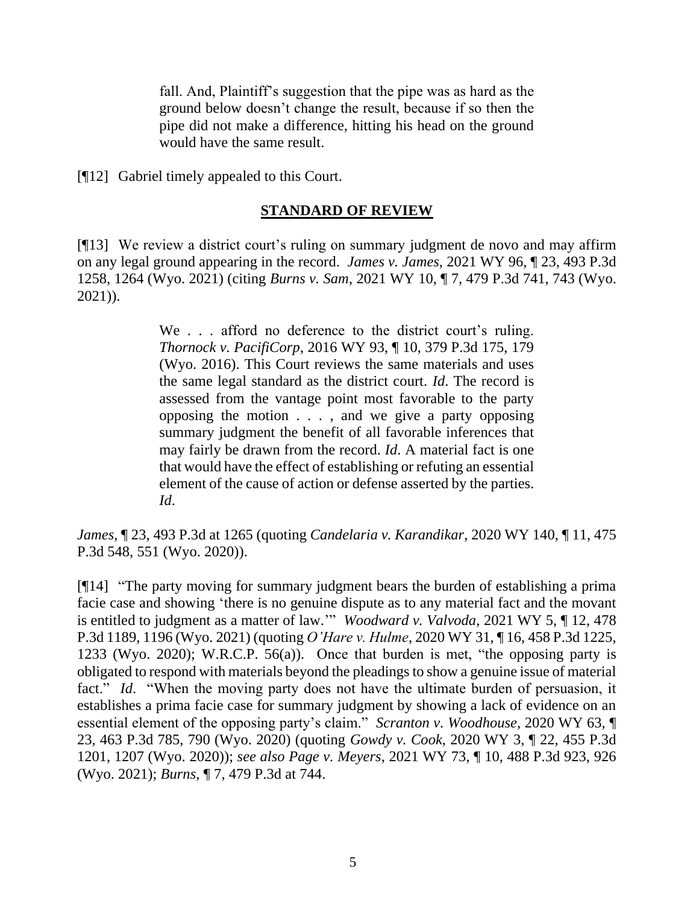> fall. And, Plaintiff's suggestion that the pipe was as hard as the ground below doesn't change the result, because if so then the pipe did not make a difference, hitting his head on the ground would have the same result.

[¶12] Gabriel timely appealed to this Court.

## STANDARD OF REVIEW

[¶13] We review a district court's ruling on summary judgment de novo and may affirm on any legal ground appearing in the record. *James v. James*, 2021 WY 96, ¶ 23, 493 P.3d 1258, 1264 (Wyo. 2021) (citing *Burns v. Sam*, 2021 WY 10, ¶ 7, 479 P.3d 741, 743 (Wyo. 2021)).

> We . . . afford no deference to the district court's ruling. *Thornock v. PacifiCorp*, 2016 WY 93, ¶ 10, 379 P.3d 175, 179 (Wyo. 2016). This Court reviews the same materials and uses the same legal standard as the district court. *Id*. The record is assessed from the vantage point most favorable to the party opposing the motion . . . , and we give a party opposing summary judgment the benefit of all favorable inferences that may fairly be drawn from the record. *Id*. A material fact is one that would have the effect of establishing or refuting an essential element of the cause of action or defense asserted by the parties. *Id*.

*James*, ¶ 23, 493 P.3d at 1265 (quoting *Candelaria v. Karandikar*, 2020 WY 140, ¶ 11, 475 P.3d 548, 551 (Wyo. 2020)).

[¶14] "The party moving for summary judgment bears the burden of establishing a prima facie case and showing 'there is no genuine dispute as to any material fact and the movant is entitled to judgment as a matter of law.'" *Woodward v. Valvoda*, 2021 WY 5, ¶ 12, 478 P.3d 1189, 1196 (Wyo. 2021) (quoting *O'Hare v. Hulme*, 2020 WY 31, ¶ 16, 458 P.3d 1225, 1233 (Wyo. 2020); W.R.C.P. 56(a)). Once that burden is met, "the opposing party is obligated to respond with materials beyond the pleadings to show a genuine issue of material fact." *Id*. "When the moving party does not have the ultimate burden of persuasion, it establishes a prima facie case for summary judgment by showing a lack of evidence on an essential element of the opposing party's claim." *Scranton v. Woodhouse*, 2020 WY 63, ¶ 23, 463 P.3d 785, 790 (Wyo. 2020) (quoting *Gowdy v. Cook*, 2020 WY 3, ¶ 22, 455 P.3d 1201, 1207 (Wyo. 2020)); *see also Page v. Meyers*, 2021 WY 73, ¶ 10, 488 P.3d 923, 926 (Wyo. 2021); *Burns*, ¶ 7, 479 P.3d at 744.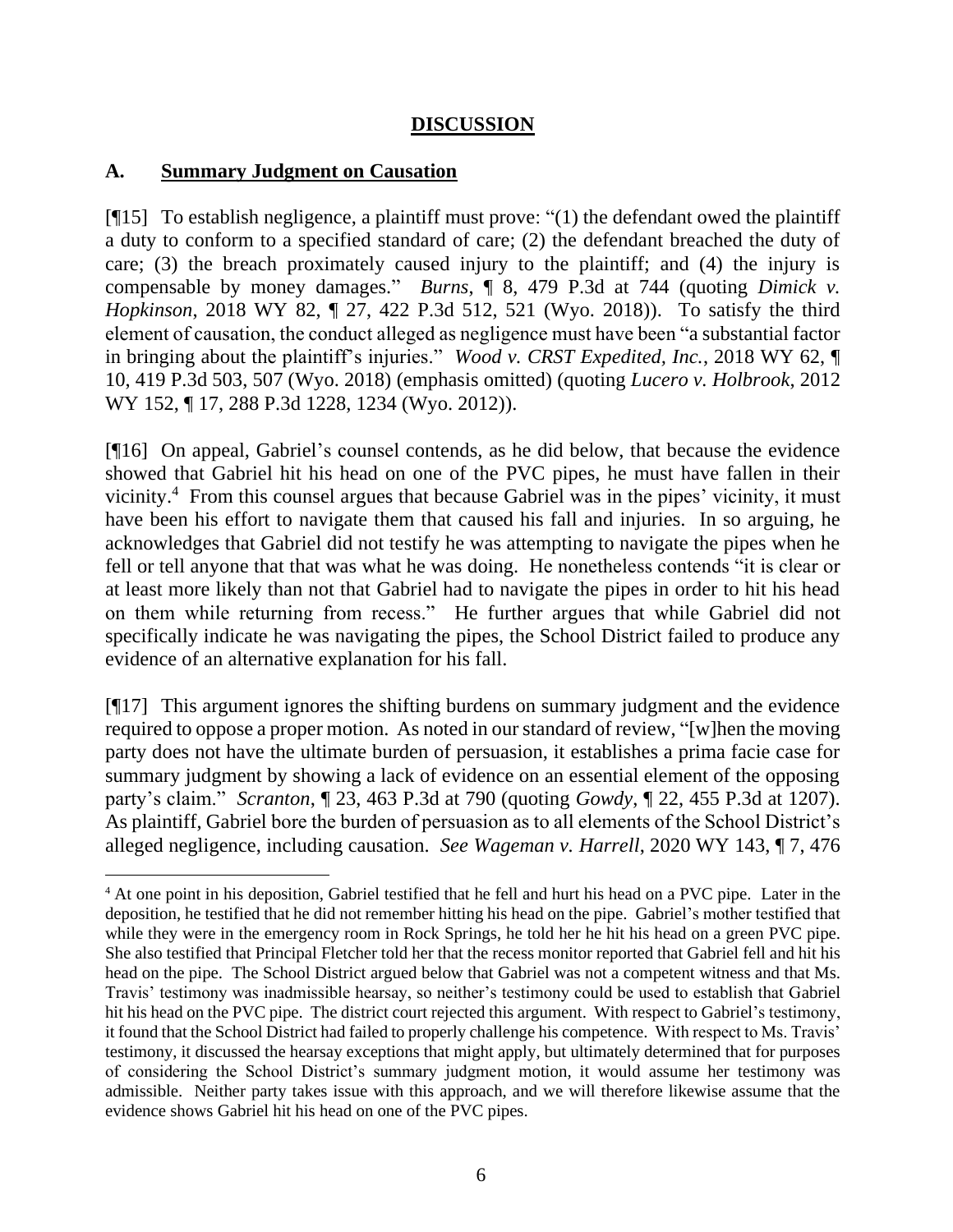## **DISCUSSION**

### A. **Summary Judgment on Causation**

[¶15] To establish negligence, a plaintiff must prove: "(1) the defendant owed the plaintiff a duty to conform to a specified standard of care; (2) the defendant breached the duty of care; (3) the breach proximately caused injury to the plaintiff; and (4) the injury is compensable by money damages." *Burns*, ¶ 8, 479 P.3d at 744 (quoting *Dimick v. Hopkinson*, 2018 WY 82, ¶ 27, 422 P.3d 512, 521 (Wyo. 2018)). To satisfy the third element of causation, the conduct alleged as negligence must have been "a substantial factor in bringing about the plaintiff's injuries." *Wood v. CRST Expedited, Inc.*, 2018 WY 62, ¶ 10, 419 P.3d 503, 507 (Wyo. 2018) (emphasis omitted) (quoting *Lucero v. Holbrook*, 2012 WY 152, ¶ 17, 288 P.3d 1228, 1234 (Wyo. 2012)).

[¶16] On appeal, Gabriel's counsel contends, as he did below, that because the evidence showed that Gabriel hit his head on one of the PVC pipes, he must have fallen in their vicinity.[4] From this counsel argues that because Gabriel was in the pipes' vicinity, it must have been his effort to navigate them that caused his fall and injuries. In so arguing, he acknowledges that Gabriel did not testify he was attempting to navigate the pipes when he fell or tell anyone that that was what he was doing. He nonetheless contends "it is clear or at least more likely than not that Gabriel had to navigate the pipes in order to hit his head on them while returning from recess." He further argues that while Gabriel did not specifically indicate he was navigating the pipes, the School District failed to produce any evidence of an alternative explanation for his fall.

[¶17] This argument ignores the shifting burdens on summary judgment and the evidence required to oppose a proper motion. As noted in our standard of review, "[w]hen the moving party does not have the ultimate burden of persuasion, it establishes a prima facie case for summary judgment by showing a lack of evidence on an essential element of the opposing party's claim." *Scranton*, ¶ 23, 463 P.3d at 790 (quoting *Gowdy*, ¶ 22, 455 P.3d at 1207). As plaintiff, Gabriel bore the burden of persuasion as to all elements of the School District's alleged negligence, including causation. *See Wageman v. Harrell*, 2020 WY 143, ¶ 7, 476

---

[4] At one point in his deposition, Gabriel testified that he fell and hurt his head on a PVC pipe. Later in the deposition, he testified that he did not remember hitting his head on the pipe. Gabriel's mother testified that while they were in the emergency room in Rock Springs, he told her he hit his head on a green PVC pipe. She also testified that Principal Fletcher told her that the recess monitor reported that Gabriel fell and hit his head on the pipe. The School District argued below that Gabriel was not a competent witness and that Ms. Travis' testimony was inadmissible hearsay, so neither's testimony could be used to establish that Gabriel hit his head on the PVC pipe. The district court rejected this argument. With respect to Gabriel's testimony, it found that the School District had failed to properly challenge his competence. With respect to Ms. Travis' testimony, it discussed the hearsay exceptions that might apply, but ultimately determined that for purposes of considering the School District's summary judgment motion, it would assume her testimony was admissible. Neither party takes issue with this approach, and we will therefore likewise assume that the evidence shows Gabriel hit his head on one of the PVC pipes.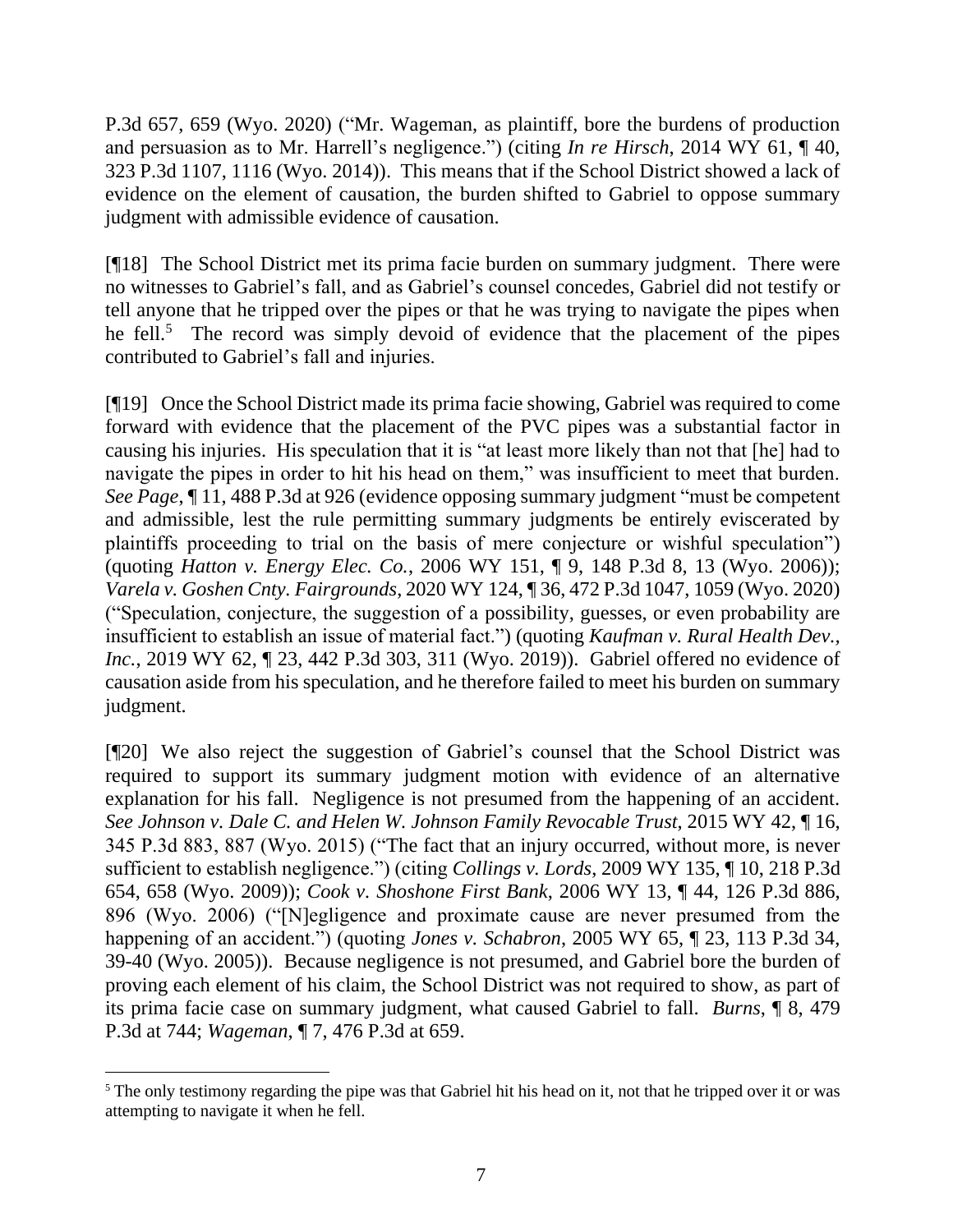P.3d 657, 659 (Wyo. 2020) ("Mr. Wageman, as plaintiff, bore the burdens of production and persuasion as to Mr. Harrell's negligence.") (citing *In re Hirsch*, 2014 WY 61, ¶ 40, 323 P.3d 1107, 1116 (Wyo. 2014)). This means that if the School District showed a lack of evidence on the element of causation, the burden shifted to Gabriel to oppose summary judgment with admissible evidence of causation.

[¶18] The School District met its prima facie burden on summary judgment. There were no witnesses to Gabriel's fall, and as Gabriel's counsel concedes, Gabriel did not testify or tell anyone that he tripped over the pipes or that he was trying to navigate the pipes when he fell.[5] The record was simply devoid of evidence that the placement of the pipes contributed to Gabriel's fall and injuries.

[¶19] Once the School District made its prima facie showing, Gabriel was required to come forward with evidence that the placement of the PVC pipes was a substantial factor in causing his injuries. His speculation that it is "at least more likely than not that [he] had to navigate the pipes in order to hit his head on them," was insufficient to meet that burden. *See Page*, ¶ 11, 488 P.3d at 926 (evidence opposing summary judgment "must be competent and admissible, lest the rule permitting summary judgments be entirely eviscerated by plaintiffs proceeding to trial on the basis of mere conjecture or wishful speculation") (quoting *Hatton v. Energy Elec. Co.*, 2006 WY 151, ¶ 9, 148 P.3d 8, 13 (Wyo. 2006)); *Varela v. Goshen Cnty. Fairgrounds*, 2020 WY 124, ¶ 36, 472 P.3d 1047, 1059 (Wyo. 2020) ("Speculation, conjecture, the suggestion of a possibility, guesses, or even probability are insufficient to establish an issue of material fact.") (quoting *Kaufman v. Rural Health Dev., Inc.*, 2019 WY 62, ¶ 23, 442 P.3d 303, 311 (Wyo. 2019)). Gabriel offered no evidence of causation aside from his speculation, and he therefore failed to meet his burden on summary judgment.

[¶20] We also reject the suggestion of Gabriel's counsel that the School District was required to support its summary judgment motion with evidence of an alternative explanation for his fall. Negligence is not presumed from the happening of an accident. *See Johnson v. Dale C. and Helen W. Johnson Family Revocable Trust*, 2015 WY 42, ¶ 16, 345 P.3d 883, 887 (Wyo. 2015) ("The fact that an injury occurred, without more, is never sufficient to establish negligence.") (citing *Collings v. Lords*, 2009 WY 135, ¶ 10, 218 P.3d 654, 658 (Wyo. 2009)); *Cook v. Shoshone First Bank*, 2006 WY 13, ¶ 44, 126 P.3d 886, 896 (Wyo. 2006) ("[N]egligence and proximate cause are never presumed from the happening of an accident.") (quoting *Jones v. Schabron*, 2005 WY 65, ¶ 23, 113 P.3d 34, 39-40 (Wyo. 2005)). Because negligence is not presumed, and Gabriel bore the burden of proving each element of his claim, the School District was not required to show, as part of its prima facie case on summary judgment, what caused Gabriel to fall. *Burns*, ¶ 8, 479 P.3d at 744; *Wageman*, ¶ 7, 476 P.3d at 659.

---

[5] The only testimony regarding the pipe was that Gabriel hit his head on it, not that he tripped over it or was attempting to navigate it when he fell.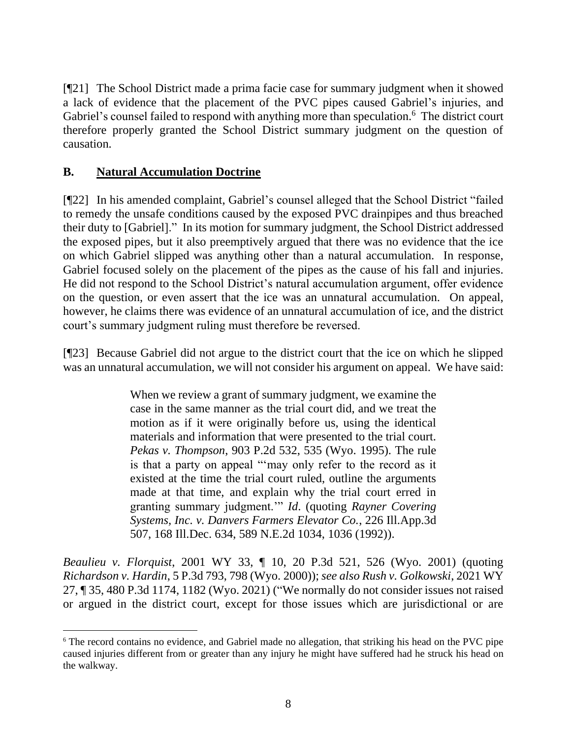[¶21] The School District made a prima facie case for summary judgment when it showed a lack of evidence that the placement of the PVC pipes caused Gabriel's injuries, and Gabriel's counsel failed to respond with anything more than speculation.[6] The district court therefore properly granted the School District summary judgment on the question of causation.

## B. Natural Accumulation Doctrine

[¶22] In his amended complaint, Gabriel's counsel alleged that the School District "failed to remedy the unsafe conditions caused by the exposed PVC drainpipes and thus breached their duty to [Gabriel]." In its motion for summary judgment, the School District addressed the exposed pipes, but it also preemptively argued that there was no evidence that the ice on which Gabriel slipped was anything other than a natural accumulation. In response, Gabriel focused solely on the placement of the pipes as the cause of his fall and injuries. He did not respond to the School District's natural accumulation argument, offer evidence on the question, or even assert that the ice was an unnatural accumulation. On appeal, however, he claims there was evidence of an unnatural accumulation of ice, and the district court's summary judgment ruling must therefore be reversed.

[¶23] Because Gabriel did not argue to the district court that the ice on which he slipped was an unnatural accumulation, we will not consider his argument on appeal. We have said:

> When we review a grant of summary judgment, we examine the case in the same manner as the trial court did, and we treat the motion as if it were originally before us, using the identical materials and information that were presented to the trial court. *Pekas v. Thompson*, 903 P.2d 532, 535 (Wyo. 1995). The rule is that a party on appeal "'may only refer to the record as it existed at the time the trial court ruled, outline the arguments made at that time, and explain why the trial court erred in granting summary judgment.'" *Id*. (quoting *Rayner Covering Systems, Inc. v. Danvers Farmers Elevator Co.*, 226 Ill.App.3d 507, 168 Ill.Dec. 634, 589 N.E.2d 1034, 1036 (1992)).

*Beaulieu v. Florquist*, 2001 WY 33, ¶ 10, 20 P.3d 521, 526 (Wyo. 2001) (quoting *Richardson v. Hardin*, 5 P.3d 793, 798 (Wyo. 2000)); *see also Rush v. Golkowski*, 2021 WY 27, ¶ 35, 480 P.3d 1174, 1182 (Wyo. 2021) ("We normally do not consider issues not raised or argued in the district court, except for those issues which are jurisdictional or are

---

[6] The record contains no evidence, and Gabriel made no allegation, that striking his head on the PVC pipe caused injuries different from or greater than any injury he might have suffered had he struck his head on the walkway.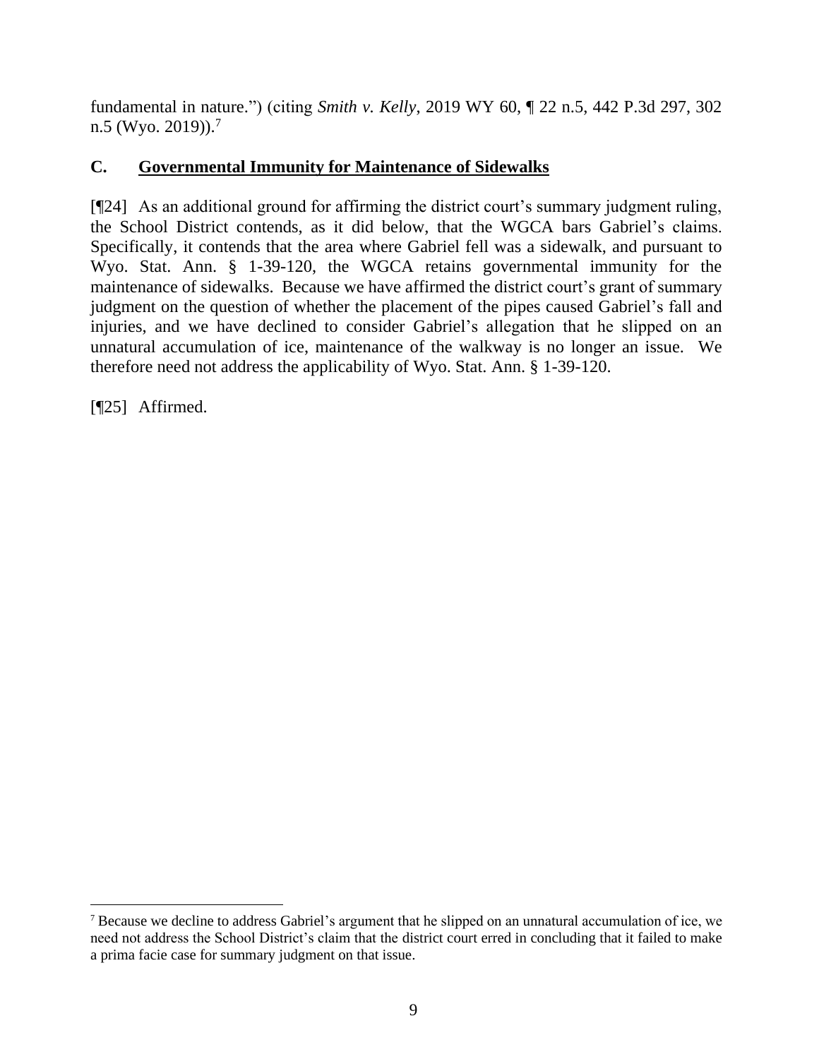fundamental in nature.") (citing *Smith v. Kelly*, 2019 WY 60, ¶ 22 n.5, 442 P.3d 297, 302 n.5 (Wyo. 2019)).[7]

## C. Governmental Immunity for Maintenance of Sidewalks

[¶24] As an additional ground for affirming the district court's summary judgment ruling, the School District contends, as it did below, that the WGCA bars Gabriel's claims. Specifically, it contends that the area where Gabriel fell was a sidewalk, and pursuant to Wyo. Stat. Ann. § 1-39-120, the WGCA retains governmental immunity for the maintenance of sidewalks. Because we have affirmed the district court's grant of summary judgment on the question of whether the placement of the pipes caused Gabriel's fall and injuries, and we have declined to consider Gabriel's allegation that he slipped on an unnatural accumulation of ice, maintenance of the walkway is no longer an issue. We therefore need not address the applicability of Wyo. Stat. Ann. § 1-39-120.

[¶25] Affirmed.

---

[7] Because we decline to address Gabriel's argument that he slipped on an unnatural accumulation of ice, we need not address the School District's claim that the district court erred in concluding that it failed to make a prima facie case for summary judgment on that issue.